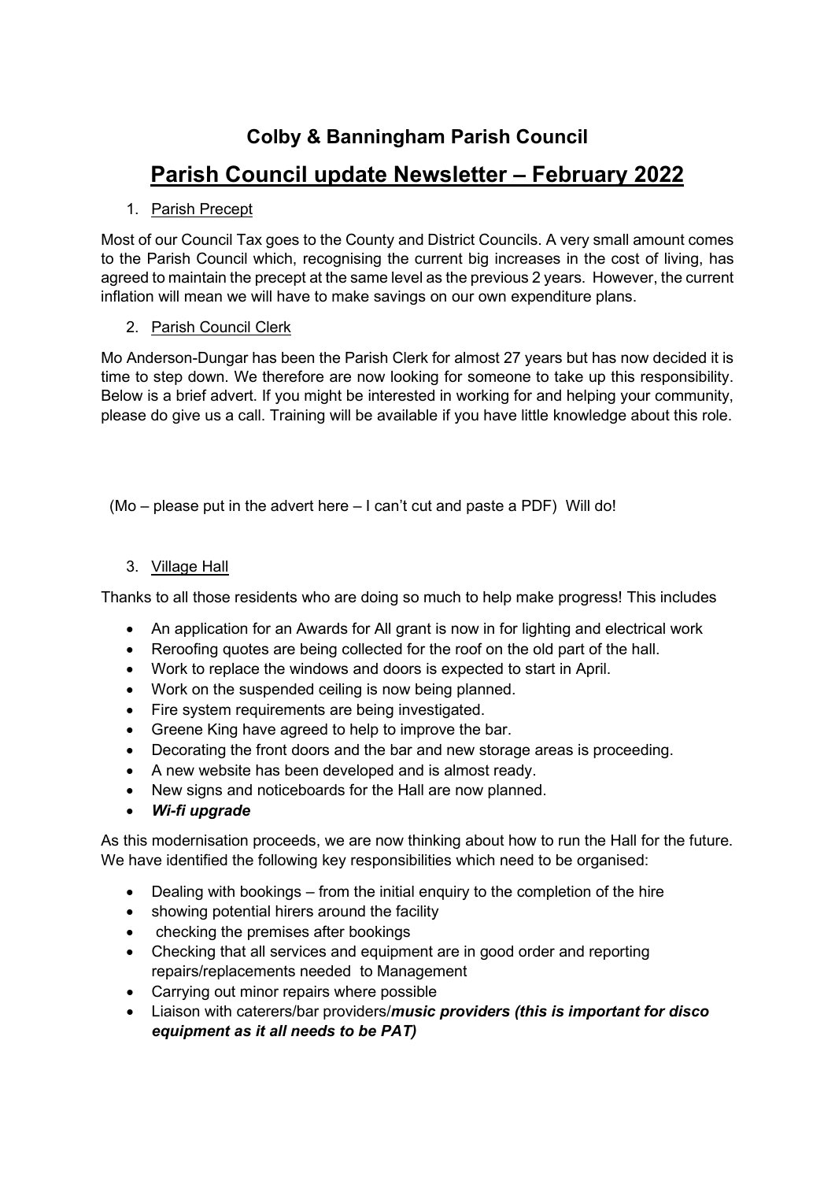## Colby & Banningham Parish Council

# Parish Council update Newsletter – February 2022

1. Parish Precept

Most of our Council Tax goes to the County and District Councils. A very small amount comes to the Parish Council which, recognising the current big increases in the cost of living, has agreed to maintain the precept at the same level as the previous 2 years. However, the current inflation will mean we will have to make savings on our own expenditure plans.

2. Parish Council Clerk

Mo Anderson-Dungar has been the Parish Clerk for almost 27 years but has now decided it is time to step down. We therefore are now looking for someone to take up this responsibility. Below is a brief advert. If you might be interested in working for and helping your community, please do give us a call. Training will be available if you have little knowledge about this role.

(Mo – please put in the advert here – I can't cut and paste a PDF) Will do!

3. Village Hall

Thanks to all those residents who are doing so much to help make progress! This includes

- An application for an Awards for All grant is now in for lighting and electrical work
- Reroofing quotes are being collected for the roof on the old part of the hall.
- Work to replace the windows and doors is expected to start in April.
- Work on the suspended ceiling is now being planned.
- Fire system requirements are being investigated.
- Greene King have agreed to help to improve the bar.
- Decorating the front doors and the bar and new storage areas is proceeding.
- A new website has been developed and is almost ready.
- New signs and noticeboards for the Hall are now planned.
- ***Wi-fi upgrade***

As this modernisation proceeds, we are now thinking about how to run the Hall for the future. We have identified the following key responsibilities which need to be organised:

- Dealing with bookings – from the initial enquiry to the completion of the hire
- showing potential hirers around the facility
- checking the premises after bookings
- Checking that all services and equipment are in good order and reporting repairs/replacements needed to Management
- Carrying out minor repairs where possible
- Liaison with caterers/bar providers/***music providers (this is important for disco equipment as it all needs to be PAT)***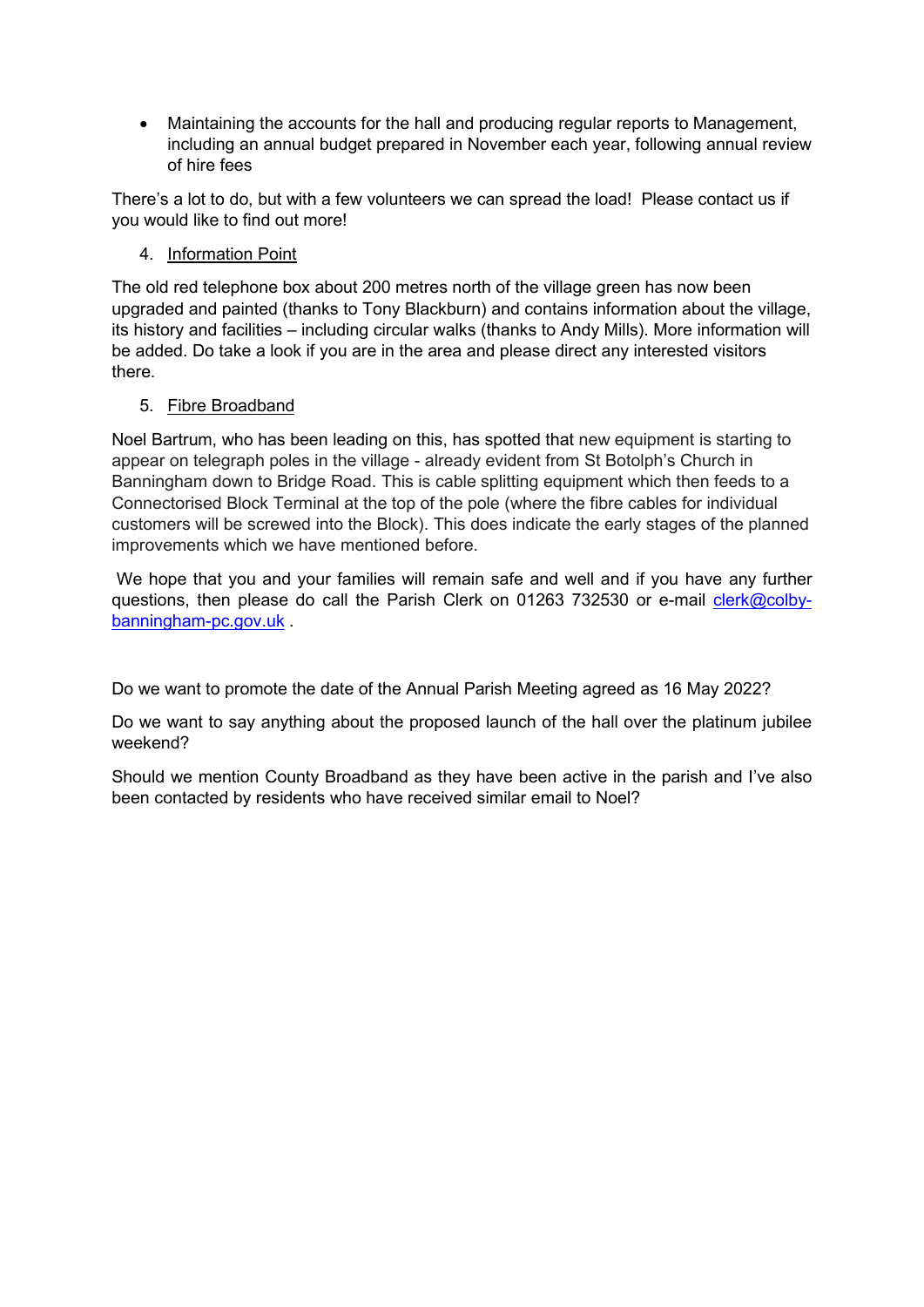- Maintaining the accounts for the hall and producing regular reports to Management, including an annual budget prepared in November each year, following annual review of hire fees

There's a lot to do, but with a few volunteers we can spread the load! Please contact us if you would like to find out more!

4. Information Point

The old red telephone box about 200 metres north of the village green has now been upgraded and painted (thanks to Tony Blackburn) and contains information about the village, its history and facilities – including circular walks (thanks to Andy Mills). More information will be added. Do take a look if you are in the area and please direct any interested visitors there.

5. Fibre Broadband

Noel Bartrum, who has been leading on this, has spotted that new equipment is starting to appear on telegraph poles in the village - already evident from St Botolph's Church in Banningham down to Bridge Road. This is cable splitting equipment which then feeds to a Connectorised Block Terminal at the top of the pole (where the fibre cables for individual customers will be screwed into the Block). This does indicate the early stages of the planned improvements which we have mentioned before.

We hope that you and your families will remain safe and well and if you have any further questions, then please do call the Parish Clerk on 01263 732530 or e-mail clerk@colby-banningham-pc.gov.uk .

Do we want to promote the date of the Annual Parish Meeting agreed as 16 May 2022?

Do we want to say anything about the proposed launch of the hall over the platinum jubilee weekend?

Should we mention County Broadband as they have been active in the parish and I've also been contacted by residents who have received similar email to Noel?